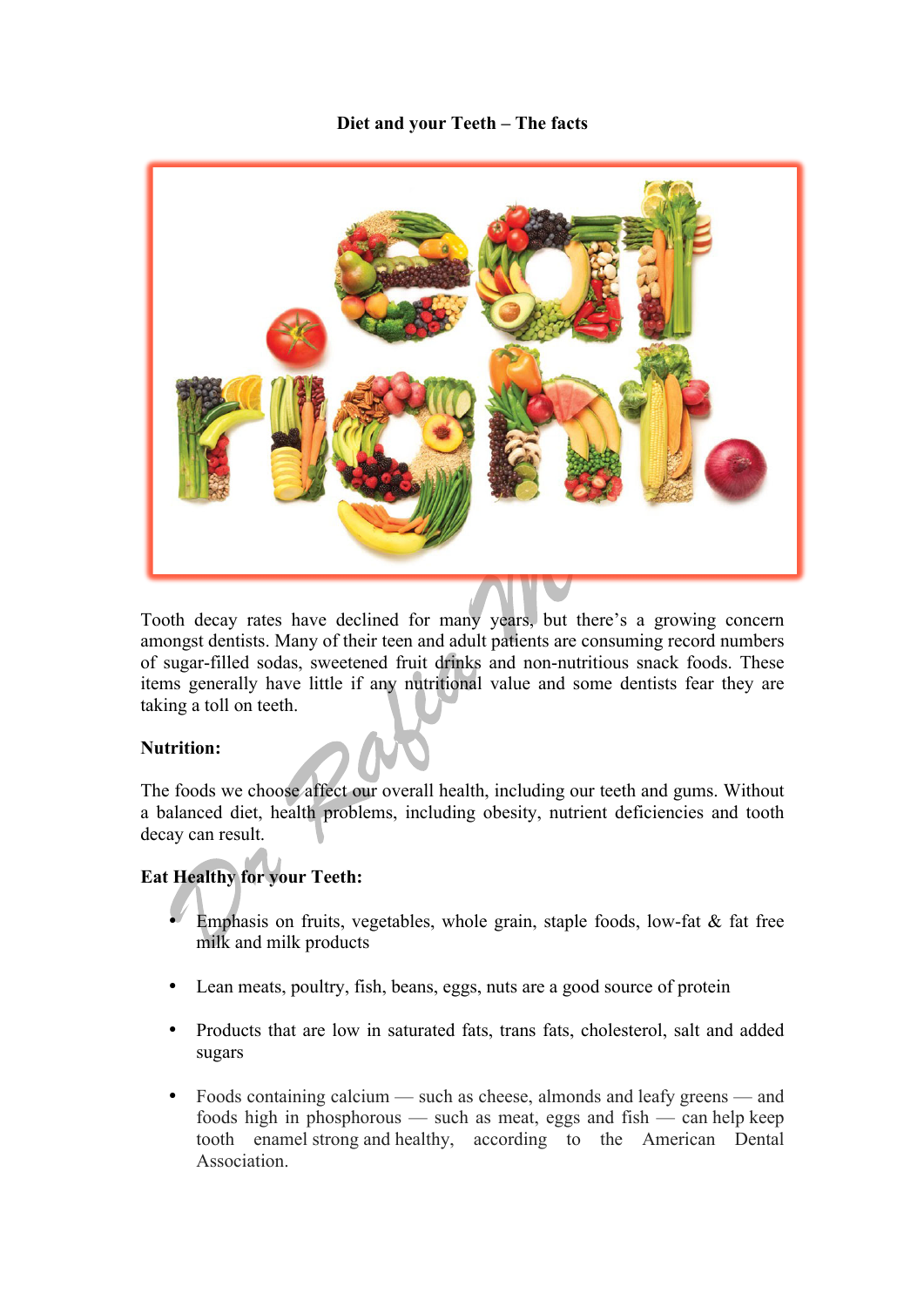# Diet and your Teeth – The facts

Tooth decay rates have declined for many years, but there's a growing concern amongst dentists. Many of their teen and adult patients are consuming record numbers of sugar-filled sodas, sweetened fruit drinks and non-nutritious snack foods. These items generally have little if any nutritional value and some dentists fear they are taking a toll on teeth.

**Nutrition:**

The foods we choose affect our overall health, including our teeth and gums. Without a balanced diet, health problems, including obesity, nutrient deficiencies and tooth decay can result.

**Eat Healthy for your Teeth:**

- Emphasis on fruits, vegetables, whole grain, staple foods, low-fat & fat free milk and milk products
- Lean meats, poultry, fish, beans, eggs, nuts are a good source of protein
- Products that are low in saturated fats, trans fats, cholesterol, salt and added sugars
- Foods containing calcium — such as cheese, almonds and leafy greens — and foods high in phosphorous — such as meat, eggs and fish — can help keep tooth enamel strong and healthy, according to the American Dental Association.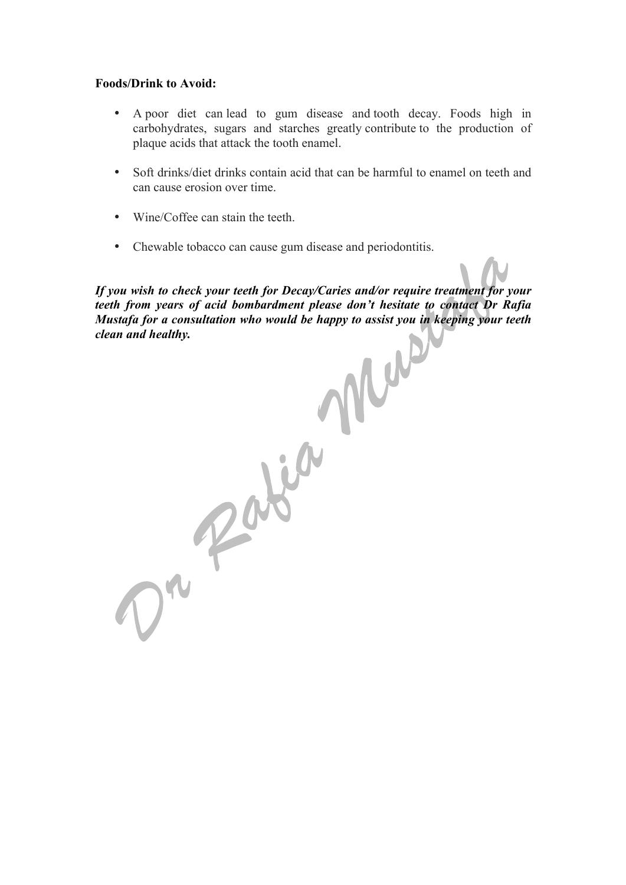**Foods/Drink to Avoid:**

- A poor diet can lead to gum disease and tooth decay. Foods high in carbohydrates, sugars and starches greatly contribute to the production of plaque acids that attack the tooth enamel.

- Soft drinks/diet drinks contain acid that can be harmful to enamel on teeth and can cause erosion over time.

- Wine/Coffee can stain the teeth.

- Chewable tobacco can cause gum disease and periodontitis.

***If you wish to check your teeth for Decay/Caries and/or require treatment for your teeth from years of acid bombardment please don't hesitate to contact Dr Rafia Mustafa for a consultation who would be happy to assist you in keeping your teeth clean and healthy.***